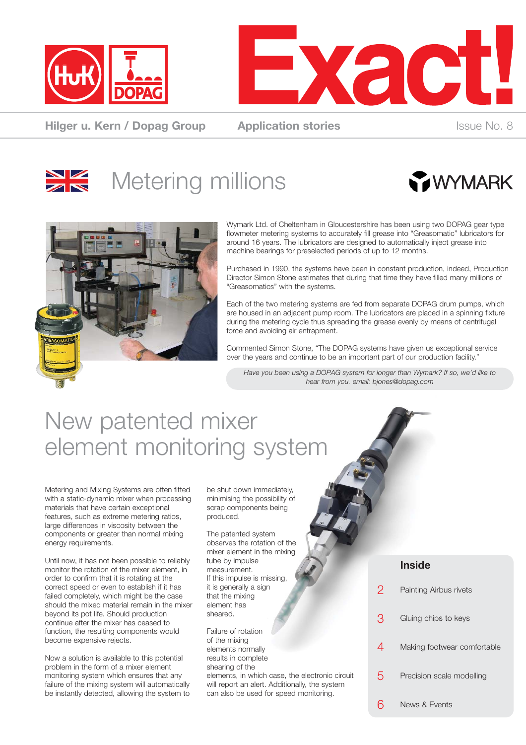# Exact!

**Hilger u. Kern / Dopag Group** | **Application stories** | Issue No. 8

## Metering millions

Wymark Ltd. of Cheltenham in Gloucestershire has been using two DOPAG gear type flowmeter metering systems to accurately fill grease into "Greasomatic" lubricators for around 16 years. The lubricators are designed to automatically inject grease into machine bearings for preselected periods of up to 12 months.

Purchased in 1990, the systems have been in constant production, indeed, Production Director Simon Stone estimates that during that time they have filled many millions of "Greasomatics" with the systems.

Each of the two metering systems are fed from separate DOPAG drum pumps, which are housed in an adjacent pump room. The lubricators are placed in a spinning fixture during the metering cycle thus spreading the grease evenly by means of centrifugal force and avoiding air entrapment.

Commented Simon Stone, "The DOPAG systems have given us exceptional service over the years and continue to be an important part of our production facility."

*Have you been using a DOPAG system for longer than Wymark? If so, we'd like to hear from you. email: bjones@dopag.com*

## New patented mixer element monitoring system

Metering and Mixing Systems are often fitted with a static-dynamic mixer when processing materials that have certain exceptional features, such as extreme metering ratios, large differences in viscosity between the components or greater than normal mixing energy requirements.

Until now, it has not been possible to reliably monitor the rotation of the mixer element, in order to confirm that it is rotating at the correct speed or even to establish if it has failed completely, which might be the case should the mixed material remain in the mixer beyond its pot life. Should production continue after the mixer has ceased to function, the resulting components would become expensive rejects.

Now a solution is available to this potential problem in the form of a mixer element monitoring system which ensures that any failure of the mixing system will automatically be instantly detected, allowing the system to be shut down immediately, minimising the possibility of scrap components being produced.

The patented system observes the rotation of the mixer element in the mixing tube by impulse measurement. If this impulse is missing, it is generally a sign that the mixing element has sheared.

Failure of rotation of the mixing elements normally results in complete shearing of the elements, in which case, the electronic circuit will report an alert. Additionally, the system can also be used for speed monitoring.

### Inside

- 2 Painting Airbus rivets
- 3 Gluing chips to keys
- 4 Making footwear comfortable
- 5 Precision scale modelling
- 6 News & Events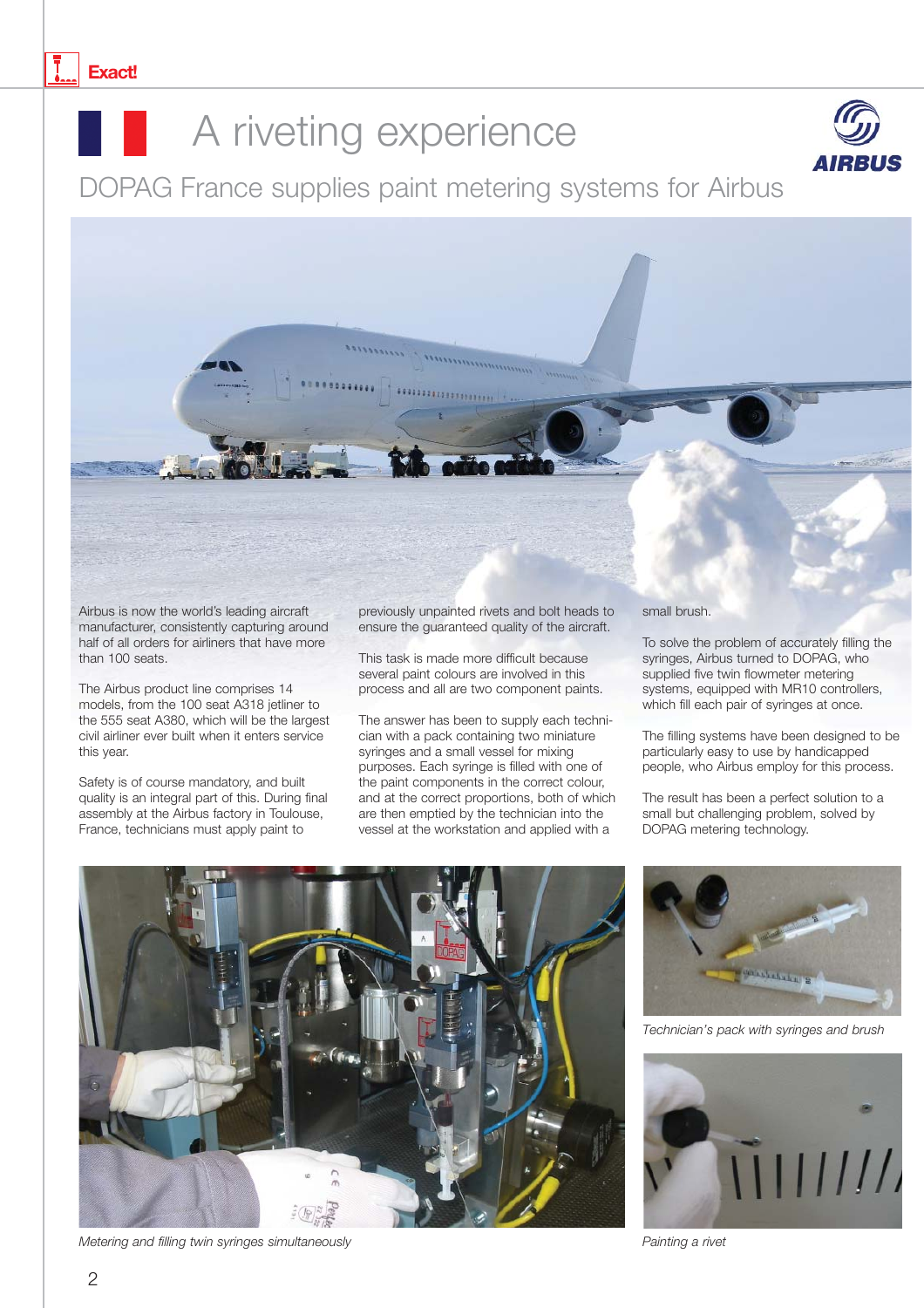# A riveting experience

## DOPAG France supplies paint metering systems for Airbus

Airbus is now the world's leading aircraft manufacturer, consistently capturing around half of all orders for airliners that have more than 100 seats.

The Airbus product line comprises 14 models, from the 100 seat A318 jetliner to the 555 seat A380, which will be the largest civil airliner ever built when it enters service this year.

Safety is of course mandatory, and built quality is an integral part of this. During final assembly at the Airbus factory in Toulouse, France, technicians must apply paint to previously unpainted rivets and bolt heads to ensure the guaranteed quality of the aircraft.

This task is made more difficult because several paint colours are involved in this process and all are two component paints.

The answer has been to supply each technician with a pack containing two miniature syringes and a small vessel for mixing purposes. Each syringe is filled with one of the paint components in the correct colour, and at the correct proportions, both of which are then emptied by the technician into the vessel at the workstation and applied with a small brush.

To solve the problem of accurately filling the syringes, Airbus turned to DOPAG, who supplied five twin flowmeter metering systems, equipped with MR10 controllers, which fill each pair of syringes at once.

The filling systems have been designed to be particularly easy to use by handicapped people, who Airbus employ for this process.

The result has been a perfect solution to a small but challenging problem, solved by DOPAG metering technology.

*Metering and filling twin syringes simultaneously*

*Technician's pack with syringes and brush*

*Painting a rivet*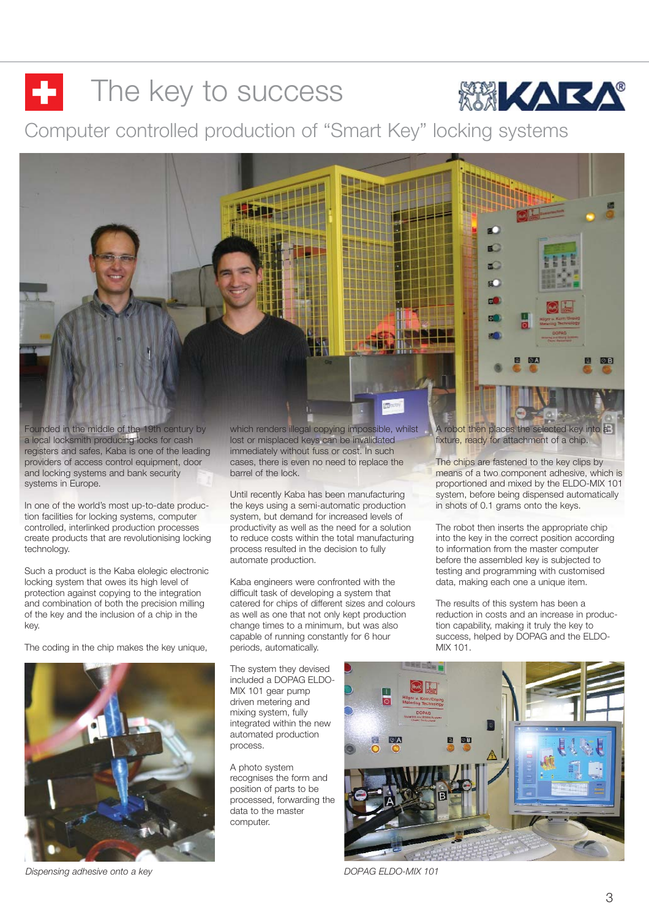# The key to success

## Computer controlled production of "Smart Key" locking systems

Founded in the middle of the 19th century by a local locksmith producing locks for cash registers and safes, Kaba is one of the leading providers of access control equipment, door and locking systems and bank security systems in Europe.

In one of the world's most up-to-date production facilities for locking systems, computer controlled, interlinked production processes create products that are revolutionising locking technology.

Such a product is the Kaba elolegic electronic locking system that owes its high level of protection against copying to the integration and combination of both the precision milling of the key and the inclusion of a chip in the key.

The coding in the chip makes the key unique, which renders illegal copying impossible, whilst lost or misplaced keys can be invalidated immediately without fuss or cost. In such cases, there is even no need to replace the barrel of the lock.

Until recently Kaba has been manufacturing the keys using a semi-automatic production system, but demand for increased levels of productivity as well as the need for a solution to reduce costs within the total manufacturing process resulted in the decision to fully automate production.

Kaba engineers were confronted with the difficult task of developing a system that catered for chips of different sizes and colours as well as one that not only kept production change times to a minimum, but was also capable of running constantly for 6 hour periods, automatically.

The system they devised included a DOPAG ELDO-MIX 101 gear pump driven metering and mixing system, fully integrated within the new automated production process.

A photo system recognises the form and position of parts to be processed, forwarding the data to the master computer.

A robot then places the selected key into a fixture, ready for attachment of a chip.

The chips are fastened to the key clips by means of a two component adhesive, which is proportioned and mixed by the ELDO-MIX 101 system, before being dispensed automatically in shots of 0.1 grams onto the keys.

The robot then inserts the appropriate chip into the key in the correct position according to information from the master computer before the assembled key is subjected to testing and programming with customised data, making each one a unique item.

The results of this system has been a reduction in costs and an increase in production capability, making it truly the key to success, helped by DOPAG and the ELDO-MIX 101.

*Dispensing adhesive onto a key*

*DOPAG ELDO-MIX 101*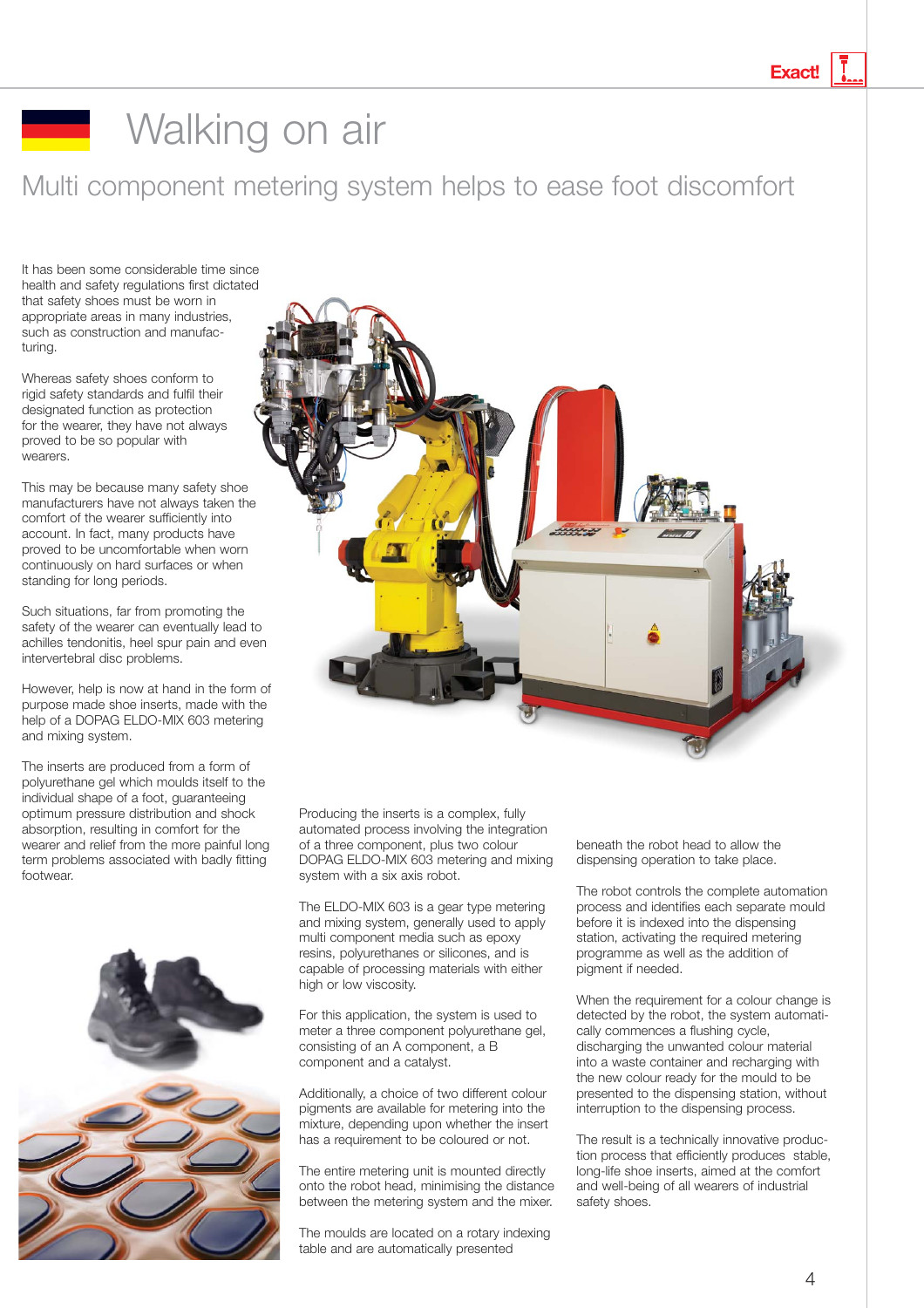# Walking on air

## Multi component metering system helps to ease foot discomfort

It has been some considerable time since health and safety regulations first dictated that safety shoes must be worn in appropriate areas in many industries, such as construction and manufacturing.

Whereas safety shoes conform to rigid safety standards and fulfil their designated function as protection for the wearer, they have not always proved to be so popular with wearers.

This may be because many safety shoe manufacturers have not always taken the comfort of the wearer sufficiently into account. In fact, many products have proved to be uncomfortable when worn continuously on hard surfaces or when standing for long periods.

Such situations, far from promoting the safety of the wearer can eventually lead to achilles tendonitis, heel spur pain and even intervertebral disc problems.

However, help is now at hand in the form of purpose made shoe inserts, made with the help of a DOPAG ELDO-MIX 603 metering and mixing system.

The inserts are produced from a form of polyurethane gel which moulds itself to the individual shape of a foot, guaranteeing optimum pressure distribution and shock absorption, resulting in comfort for the wearer and relief from the more painful long term problems associated with badly fitting footwear.

Producing the inserts is a complex, fully automated process involving the integration of a three component, plus two colour DOPAG ELDO-MIX 603 metering and mixing system with a six axis robot.

The ELDO-MIX 603 is a gear type metering and mixing system, generally used to apply multi component media such as epoxy resins, polyurethanes or silicones, and is capable of processing materials with either high or low viscosity.

For this application, the system is used to meter a three component polyurethane gel, consisting of an A component, a B component and a catalyst.

Additionally, a choice of two different colour pigments are available for metering into the mixture, depending upon whether the insert has a requirement to be coloured or not.

The entire metering unit is mounted directly onto the robot head, minimising the distance between the metering system and the mixer.

The moulds are located on a rotary indexing table and are automatically presented beneath the robot head to allow the dispensing operation to take place.

The robot controls the complete automation process and identifies each separate mould before it is indexed into the dispensing station, activating the required metering programme as well as the addition of pigment if needed.

When the requirement for a colour change is detected by the robot, the system automatically commences a flushing cycle, discharging the unwanted colour material into a waste container and recharging with the new colour ready for the mould to be presented to the dispensing station, without interruption to the dispensing process.

The result is a technically innovative production process that efficiently produces stable, long-life shoe inserts, aimed at the comfort and well-being of all wearers of industrial safety shoes.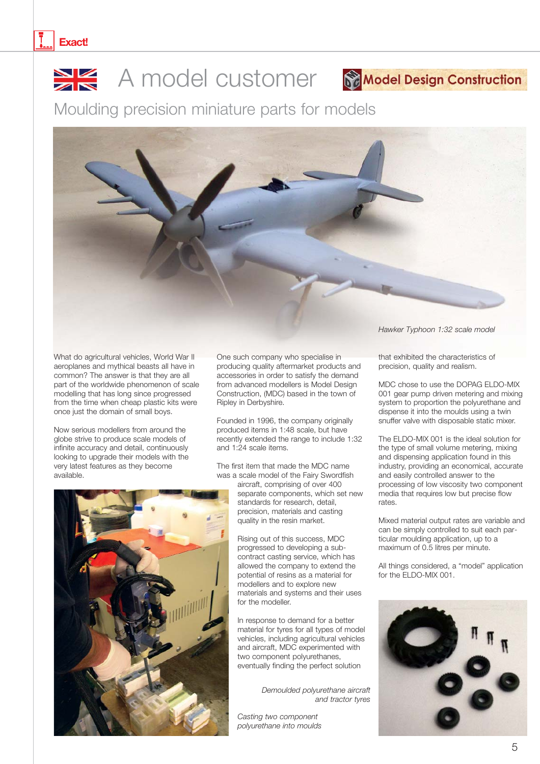# A model customer

Model Design Construction

## Moulding precision miniature parts for models

*Hawker Typhoon 1:32 scale model*

What do agricultural vehicles, World War II aeroplanes and mythical beasts all have in common? The answer is that they are all part of the worldwide phenomenon of scale modelling that has long since progressed from the time when cheap plastic kits were once just the domain of small boys.

Now serious modellers from around the globe strive to produce scale models of infinite accuracy and detail, continuously looking to upgrade their models with the very latest features as they become available.

One such company who specialise in producing quality aftermarket products and accessories in order to satisfy the demand from advanced modellers is Model Design Construction, (MDC) based in the town of Ripley in Derbyshire.

Founded in 1996, the company originally produced items in 1:48 scale, but have recently extended the range to include 1:32 and 1:24 scale items.

The first item that made the MDC name was a scale model of the Fairy Swordfish aircraft, comprising of over 400 separate components, which set new standards for research, detail, precision, materials and casting quality in the resin market.

Rising out of this success, MDC progressed to developing a sub-contract casting service, which has allowed the company to extend the potential of resins as a material for modellers and to explore new materials and systems and their uses for the modeller.

In response to demand for a better material for tyres for all types of model vehicles, including agricultural vehicles and aircraft, MDC experimented with two component polyurethanes, eventually finding the perfect solution that exhibited the characteristics of precision, quality and realism.

MDC chose to use the DOPAG ELDO-MIX 001 gear pump driven metering and mixing system to proportion the polyurethane and dispense it into the moulds using a twin snuffer valve with disposable static mixer.

The ELDO-MIX 001 is the ideal solution for the type of small volume metering, mixing and dispensing application found in this industry, providing an economical, accurate and easily controlled answer to the processing of low viscosity two component media that requires low but precise flow rates.

Mixed material output rates are variable and can be simply controlled to suit each particular moulding application, up to a maximum of 0.5 litres per minute.

All things considered, a "model" application for the ELDO-MIX 001.

*Demoulded polyurethane aircraft and tractor tyres*

*Casting two component polyurethane into moulds*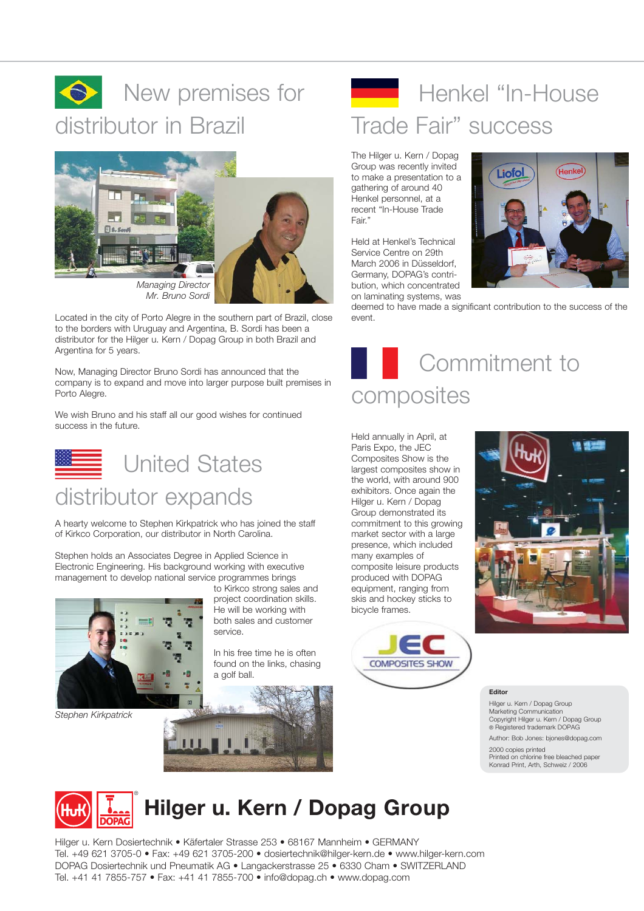## New premises for distributor in Brazil

*Managing Director Mr. Bruno Sordi*

Located in the city of Porto Alegre in the southern part of Brazil, close to the borders with Uruguay and Argentina, B. Sordi has been a distributor for the Hilger u. Kern / Dopag Group in both Brazil and Argentina for 5 years.

Now, Managing Director Bruno Sordi has announced that the company is to expand and move into larger purpose built premises in Porto Alegre.

We wish Bruno and his staff all our good wishes for continued success in the future.

## United States distributor expands

A hearty welcome to Stephen Kirkpatrick who has joined the staff of Kirkco Corporation, our distributor in North Carolina.

Stephen holds an Associates Degree in Applied Science in Electronic Engineering. His background working with executive management to develop national service programmes brings to Kirkco strong sales and project coordination skills. He will be working with both sales and customer service.

In his free time he is often found on the links, chasing a golf ball.

*Stephen Kirkpatrick*

## Henkel "In-House Trade Fair" success

The Hilger u. Kern / Dopag Group was recently invited to make a presentation to a gathering of around 40 Henkel personnel, at a recent "In-House Trade Fair."

Held at Henkel's Technical Service Centre on 29th March 2006 in Düsseldorf, Germany, DOPAG's contribution, which concentrated on laminating systems, was deemed to have made a significant contribution to the success of the event.

## Commitment to composites

Held annually in April, at Paris Expo, the JEC Composites Show is the largest composites show in the world, with around 900 exhibitors. Once again the Hilger u. Kern / Dopag Group demonstrated its commitment to this growing market sector with a large presence, which included many examples of composite leisure products produced with DOPAG equipment, ranging from skis and hockey sticks to bicycle frames.

**Editor**

Hilger u. Kern / Dopag Group
Marketing Communication
Copyright Hilger u. Kern / Dopag Group
® Registered trademark DOPAG

Author: Bob Jones: bjones@dopag.com

2000 copies printed
Printed on chlorine free bleached paper
Konrad Print, Arth, Schweiz / 2006

# Hilger u. Kern / Dopag Group

Hilger u. Kern Dosiertechnik • Käfertaler Strasse 253 • 68167 Mannheim • GERMANY
Tel. +49 621 3705-0 • Fax: +49 621 3705-200 • dosiertechnik@hilger-kern.de • www.hilger-kern.com
DOPAG Dosiertechnik und Pneumatik AG • Langackerstrasse 25 • 6330 Cham • SWITZERLAND
Tel. +41 41 7855-757 • Fax: +41 41 7855-700 • info@dopag.ch • www.dopag.com